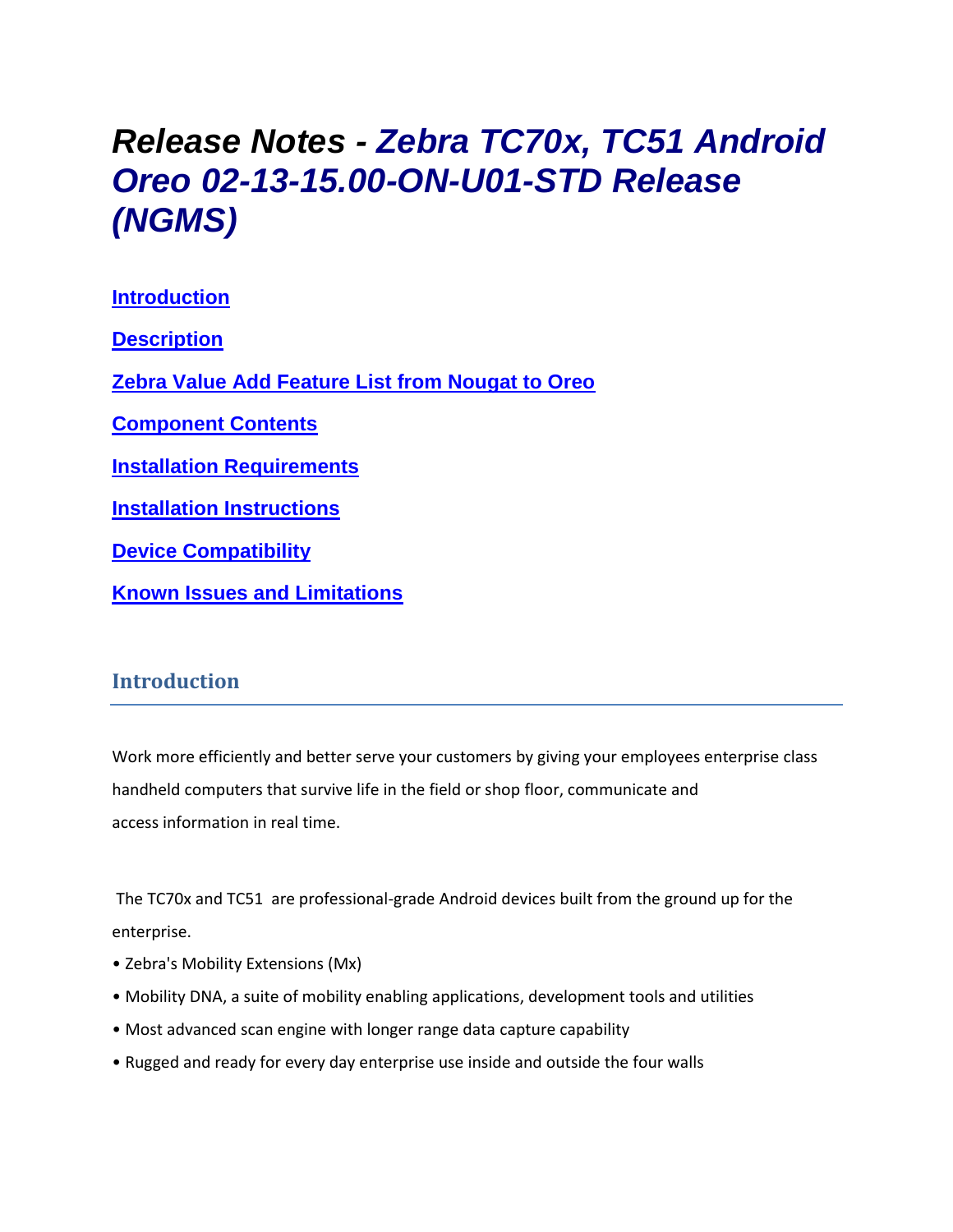# *Release Notes - Zebra TC70x, TC51 Android Oreo 02-13-15.00-ON-U01-STD Release (NGMS)*

[Introduction](#introduction)

[Description](#description)

[Zebra Value Add Feature List from Nougat to Oreo](#zebra-value-add-feature-list-from-nougat-to-oreo)

[Component Contents](#component-contents)

[Installation Requirements](#installation-requirements)

[Installation Instructions](#installation-instructions)

[Device Compatibility](#device-compatibility)

[Known Issues and Limitations](#known-issues-and-limitations)

## Introduction

Work more efficiently and better serve your customers by giving your employees enterprise class handheld computers that survive life in the field or shop floor, communicate and access information in real time.

The TC70x and TC51 are professional-grade Android devices built from the ground up for the enterprise.

- Zebra's Mobility Extensions (Mx)
- Mobility DNA, a suite of mobility enabling applications, development tools and utilities
- Most advanced scan engine with longer range data capture capability
- Rugged and ready for every day enterprise use inside and outside the four walls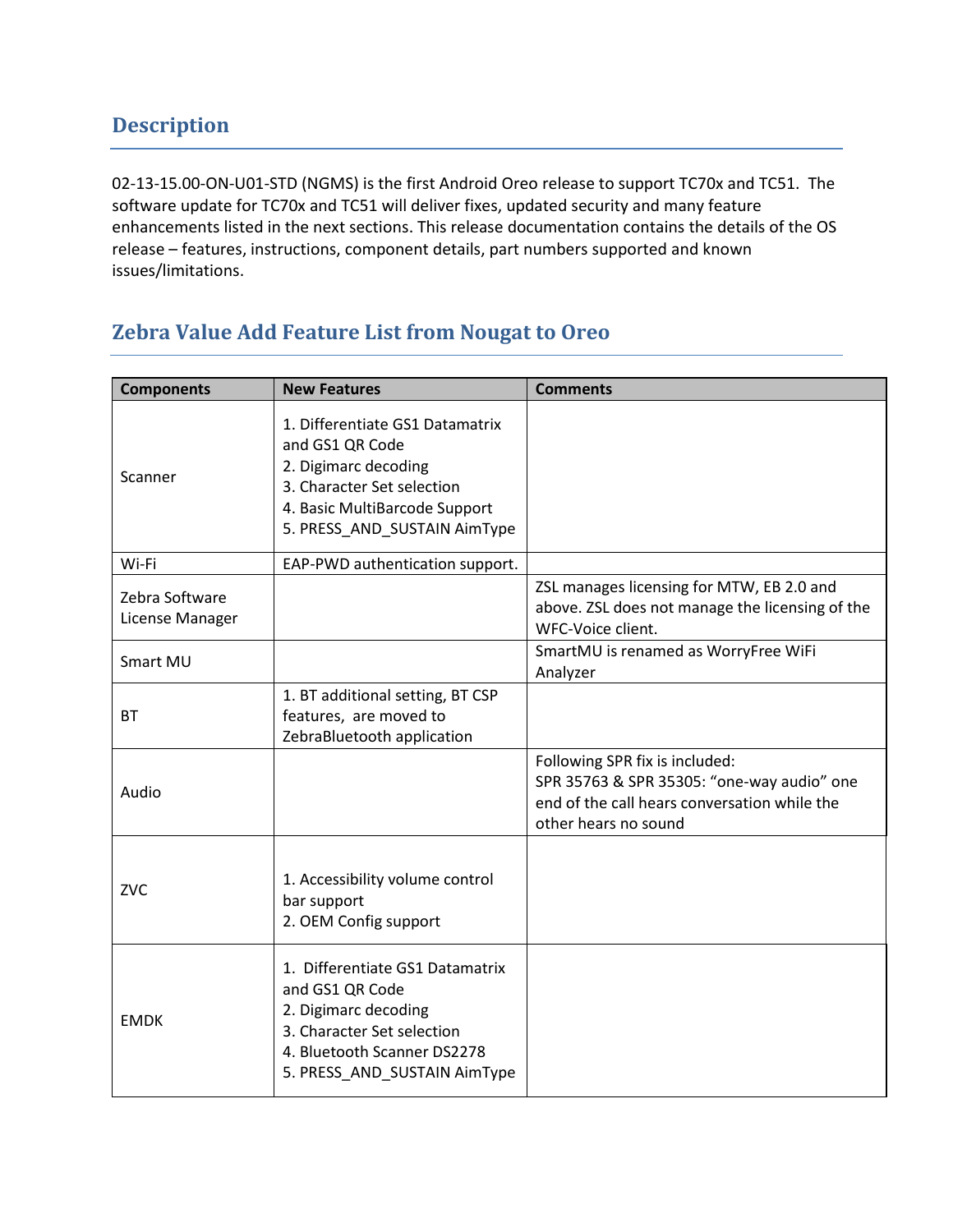## Description

02-13-15.00-ON-U01-STD (NGMS) is the first Android Oreo release to support TC70x and TC51. The software update for TC70x and TC51 will deliver fixes, updated security and many feature enhancements listed in the next sections. This release documentation contains the details of the OS release – features, instructions, component details, part numbers supported and known issues/limitations.

## Zebra Value Add Feature List from Nougat to Oreo

| Components | New Features | Comments |
|---|---|---|
| Scanner | 1. Differentiate GS1 Datamatrix and GS1 QR Code<br>2. Digimarc decoding<br>3. Character Set selection<br>4. Basic MultiBarcode Support<br>5. PRESS_AND_SUSTAIN AimType | |
| Wi-Fi | EAP-PWD authentication support. | |
| Zebra Software License Manager | | ZSL manages licensing for MTW, EB 2.0 and above. ZSL does not manage the licensing of the WFC-Voice client. |
| Smart MU | | SmartMU is renamed as WorryFree WiFi Analyzer |
| BT | 1. BT additional setting, BT CSP features, are moved to ZebraBluetooth application | |
| Audio | | Following SPR fix is included:<br>SPR 35763 & SPR 35305: "one-way audio" one end of the call hears conversation while the other hears no sound |
| ZVC | 1. Accessibility volume control bar support<br>2. OEM Config support | |
| EMDK | 1. Differentiate GS1 Datamatrix and GS1 QR Code<br>2. Digimarc decoding<br>3. Character Set selection<br>4. Bluetooth Scanner DS2278<br>5. PRESS_AND_SUSTAIN AimType | |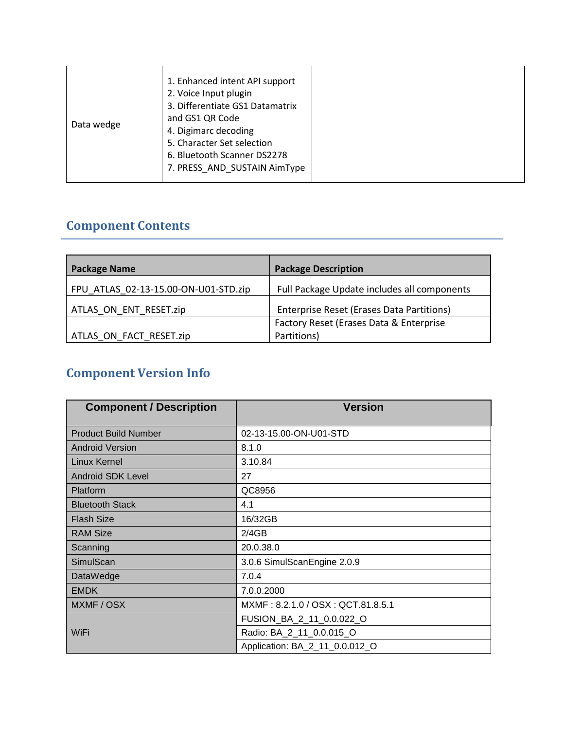| | | |
|---|---|---|
| Data wedge | 1. Enhanced intent API support<br>2. Voice Input plugin<br>3. Differentiate GS1 Datamatrix and GS1 QR Code<br>4. Digimarc decoding<br>5. Character Set selection<br>6. Bluetooth Scanner DS2278<br>7. PRESS_AND_SUSTAIN AimType | |

## Component Contents

| Package Name | Package Description |
|---|---|
| FPU_ATLAS_02-13-15.00-ON-U01-STD.zip | Full Package Update includes all components |
| ATLAS_ON_ENT_RESET.zip | Enterprise Reset (Erases Data Partitions) |
| ATLAS_ON_FACT_RESET.zip | Factory Reset (Erases Data & Enterprise Partitions) |

## Component Version Info

| Component / Description | Version |
|---|---|
| Product Build Number | 02-13-15.00-ON-U01-STD |
| Android Version | 8.1.0 |
| Linux Kernel | 3.10.84 |
| Android SDK Level | 27 |
| Platform | QC8956 |
| Bluetooth Stack | 4.1 |
| Flash Size | 16/32GB |
| RAM Size | 2/4GB |
| Scanning | 20.0.38.0 |
| SimulScan | 3.0.6 SimulScanEngine 2.0.9 |
| DataWedge | 7.0.4 |
| EMDK | 7.0.0.2000 |
| MXMF / OSX | MXMF : 8.2.1.0 / OSX : QCT.81.8.5.1 |
| WiFi | FUSION_BA_2_11_0.0.022_O |
| | Radio: BA_2_11_0.0.015_O |
| | Application: BA_2_11_0.0.012_O |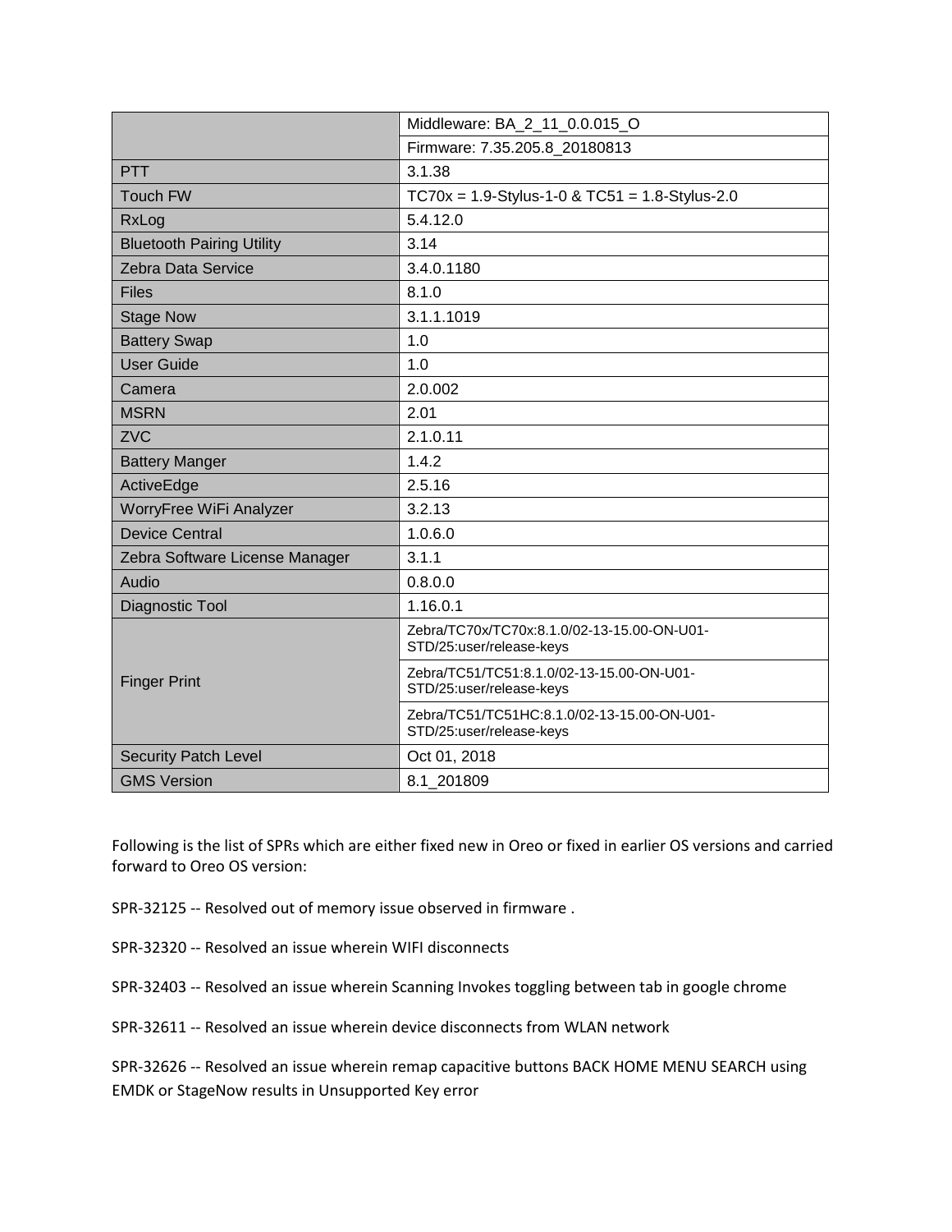| | |
|---|---|
| | Middleware: BA_2_11_0.0.015_O |
| | Firmware: 7.35.205.8_20180813 |
| PTT | 3.1.38 |
| Touch FW | TC70x = 1.9-Stylus-1-0 & TC51 = 1.8-Stylus-2.0 |
| RxLog | 5.4.12.0 |
| Bluetooth Pairing Utility | 3.14 |
| Zebra Data Service | 3.4.0.1180 |
| Files | 8.1.0 |
| Stage Now | 3.1.1.1019 |
| Battery Swap | 1.0 |
| User Guide | 1.0 |
| Camera | 2.0.002 |
| MSRN | 2.01 |
| ZVC | 2.1.0.11 |
| Battery Manger | 1.4.2 |
| ActiveEdge | 2.5.16 |
| WorryFree WiFi Analyzer | 3.2.13 |
| Device Central | 1.0.6.0 |
| Zebra Software License Manager | 3.1.1 |
| Audio | 0.8.0.0 |
| Diagnostic Tool | 1.16.0.1 |
| Finger Print | Zebra/TC70x/TC70x:8.1.0/02-13-15.00-ON-U01-STD/25:user/release-keys |
| | Zebra/TC51/TC51:8.1.0/02-13-15.00-ON-U01-STD/25:user/release-keys |
| | Zebra/TC51/TC51HC:8.1.0/02-13-15.00-ON-U01-STD/25:user/release-keys |
| Security Patch Level | Oct 01, 2018 |
| GMS Version | 8.1_201809 |

Following is the list of SPRs which are either fixed new in Oreo or fixed in earlier OS versions and carried forward to Oreo OS version:

SPR-32125 -- Resolved out of memory issue observed in firmware .

SPR-32320 -- Resolved an issue wherein WIFI disconnects

SPR-32403 -- Resolved an issue wherein Scanning Invokes toggling between tab in google chrome

SPR-32611 -- Resolved an issue wherein device disconnects from WLAN network

SPR-32626 -- Resolved an issue wherein remap capacitive buttons BACK HOME MENU SEARCH using EMDK or StageNow results in Unsupported Key error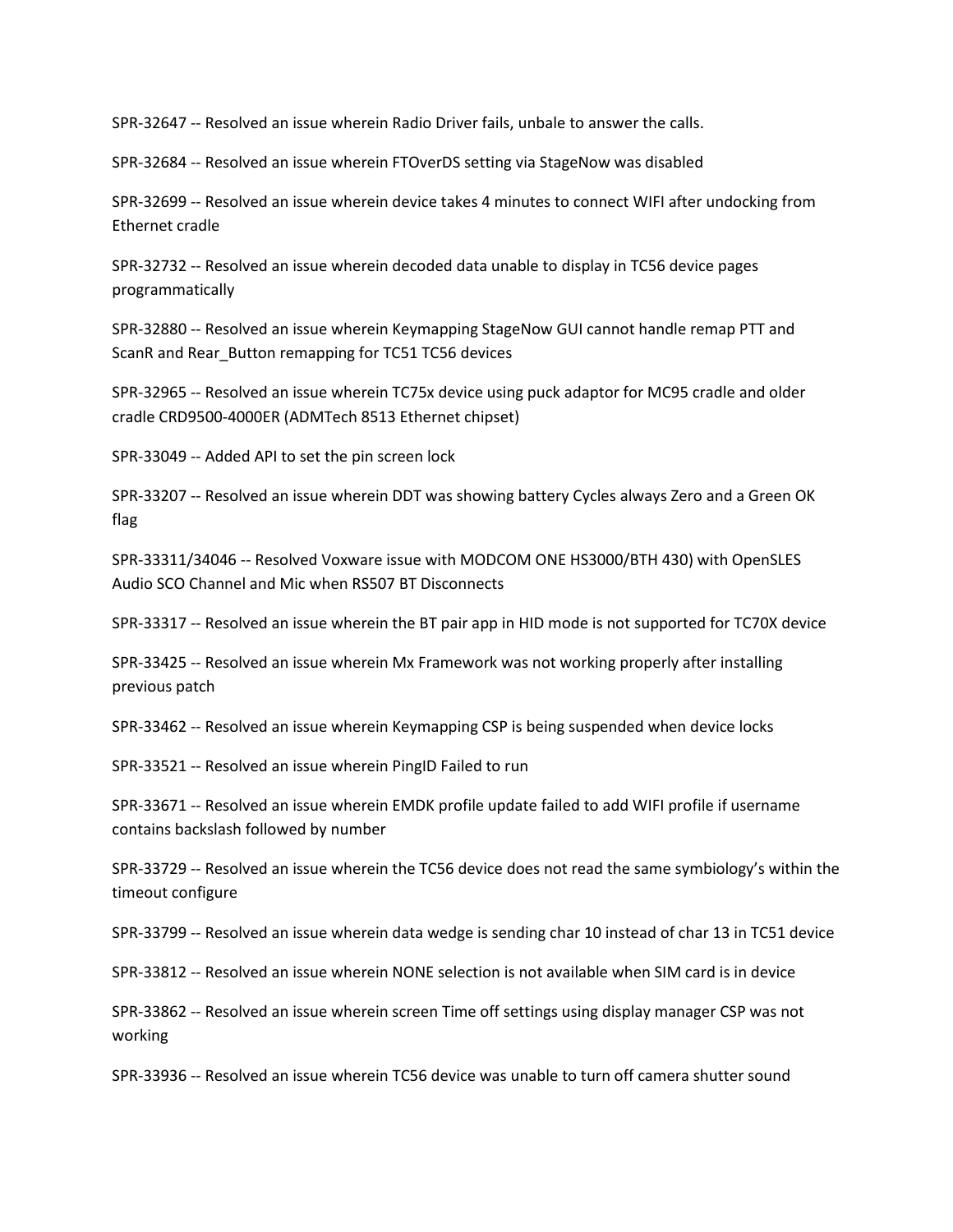SPR-32647 -- Resolved an issue wherein Radio Driver fails, unbale to answer the calls.

SPR-32684 -- Resolved an issue wherein FTOverDS setting via StageNow was disabled

SPR-32699 -- Resolved an issue wherein device takes 4 minutes to connect WIFI after undocking from Ethernet cradle

SPR-32732 -- Resolved an issue wherein decoded data unable to display in TC56 device pages programmatically

SPR-32880 -- Resolved an issue wherein Keymapping StageNow GUI cannot handle remap PTT and ScanR and Rear_Button remapping for TC51 TC56 devices

SPR-32965 -- Resolved an issue wherein TC75x device using puck adaptor for MC95 cradle and older cradle CRD9500-4000ER (ADMTech 8513 Ethernet chipset)

SPR-33049 -- Added API to set the pin screen lock

SPR-33207 -- Resolved an issue wherein DDT was showing battery Cycles always Zero and a Green OK flag

SPR-33311/34046 -- Resolved Voxware issue with MODCOM ONE HS3000/BTH 430) with OpenSLES Audio SCO Channel and Mic when RS507 BT Disconnects

SPR-33317 -- Resolved an issue wherein the BT pair app in HID mode is not supported for TC70X device

SPR-33425 -- Resolved an issue wherein Mx Framework was not working properly after installing previous patch

SPR-33462 -- Resolved an issue wherein Keymapping CSP is being suspended when device locks

SPR-33521 -- Resolved an issue wherein PingID Failed to run

SPR-33671 -- Resolved an issue wherein EMDK profile update failed to add WIFI profile if username contains backslash followed by number

SPR-33729 -- Resolved an issue wherein the TC56 device does not read the same symbiology's within the timeout configure

SPR-33799 -- Resolved an issue wherein data wedge is sending char 10 instead of char 13 in TC51 device

SPR-33812 -- Resolved an issue wherein NONE selection is not available when SIM card is in device

SPR-33862 -- Resolved an issue wherein screen Time off settings using display manager CSP was not working

SPR-33936 -- Resolved an issue wherein TC56 device was unable to turn off camera shutter sound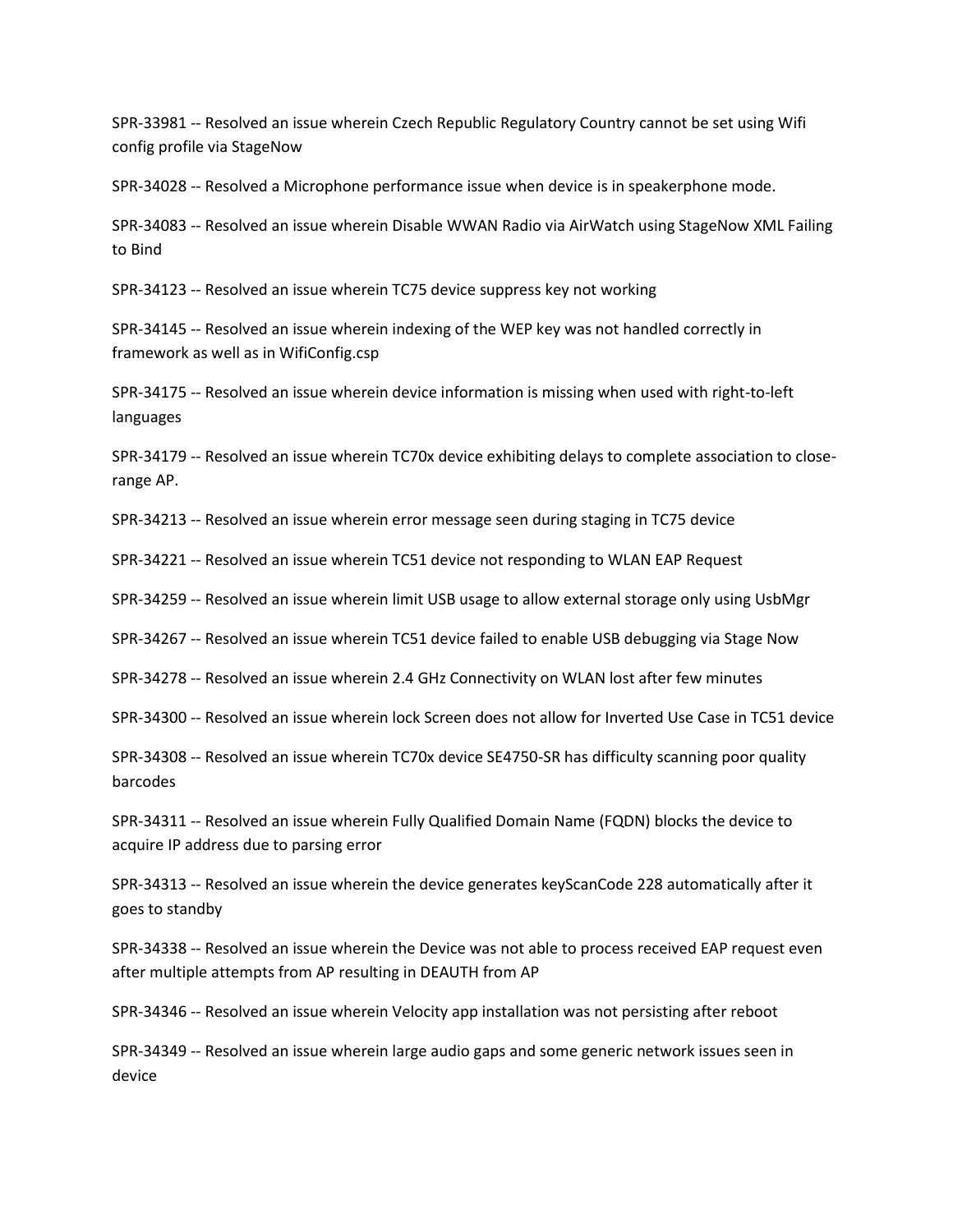SPR-33981 -- Resolved an issue wherein Czech Republic Regulatory Country cannot be set using Wifi config profile via StageNow

SPR-34028 -- Resolved a Microphone performance issue when device is in speakerphone mode.

SPR-34083 -- Resolved an issue wherein Disable WWAN Radio via AirWatch using StageNow XML Failing to Bind

SPR-34123 -- Resolved an issue wherein TC75 device suppress key not working

SPR-34145 -- Resolved an issue wherein indexing of the WEP key was not handled correctly in framework as well as in WifiConfig.csp

SPR-34175 -- Resolved an issue wherein device information is missing when used with right-to-left languages

SPR-34179 -- Resolved an issue wherein TC70x device exhibiting delays to complete association to close-range AP.

SPR-34213 -- Resolved an issue wherein error message seen during staging in TC75 device

SPR-34221 -- Resolved an issue wherein TC51 device not responding to WLAN EAP Request

SPR-34259 -- Resolved an issue wherein limit USB usage to allow external storage only using UsbMgr

SPR-34267 -- Resolved an issue wherein TC51 device failed to enable USB debugging via Stage Now

SPR-34278 -- Resolved an issue wherein 2.4 GHz Connectivity on WLAN lost after few minutes

SPR-34300 -- Resolved an issue wherein lock Screen does not allow for Inverted Use Case in TC51 device

SPR-34308 -- Resolved an issue wherein TC70x device SE4750-SR has difficulty scanning poor quality barcodes

SPR-34311 -- Resolved an issue wherein Fully Qualified Domain Name (FQDN) blocks the device to acquire IP address due to parsing error

SPR-34313 -- Resolved an issue wherein the device generates keyScanCode 228 automatically after it goes to standby

SPR-34338 -- Resolved an issue wherein the Device was not able to process received EAP request even after multiple attempts from AP resulting in DEAUTH from AP

SPR-34346 -- Resolved an issue wherein Velocity app installation was not persisting after reboot

SPR-34349 -- Resolved an issue wherein large audio gaps and some generic network issues seen in device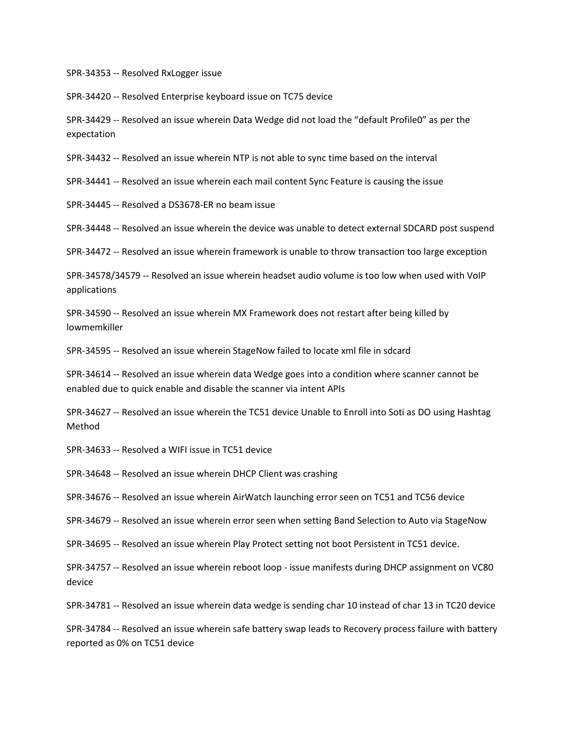SPR-34353 -- Resolved RxLogger issue

SPR-34420 -- Resolved Enterprise keyboard issue on TC75 device

SPR-34429 -- Resolved an issue wherein Data Wedge did not load the "default Profile0" as per the expectation

SPR-34432 -- Resolved an issue wherein NTP is not able to sync time based on the interval

SPR-34441 -- Resolved an issue wherein each mail content Sync Feature is causing the issue

SPR-34445 -- Resolved a DS3678-ER no beam issue

SPR-34448 -- Resolved an issue wherein the device was unable to detect external SDCARD post suspend

SPR-34472 -- Resolved an issue wherein framework is unable to throw transaction too large exception

SPR-34578/34579 -- Resolved an issue wherein headset audio volume is too low when used with VoIP applications

SPR-34590 -- Resolved an issue wherein MX Framework does not restart after being killed by lowmemkiller

SPR-34595 -- Resolved an issue wherein StageNow failed to locate xml file in sdcard

SPR-34614 -- Resolved an issue wherein data Wedge goes into a condition where scanner cannot be enabled due to quick enable and disable the scanner via intent APIs

SPR-34627 -- Resolved an issue wherein the TC51 device Unable to Enroll into Soti as DO using Hashtag Method

SPR-34633 -- Resolved a WIFI issue in TC51 device

SPR-34648 -- Resolved an issue wherein DHCP Client was crashing

SPR-34676 -- Resolved an issue wherein AirWatch launching error seen on TC51 and TC56 device

SPR-34679 -- Resolved an issue wherein error seen when setting Band Selection to Auto via StageNow

SPR-34695 -- Resolved an issue wherein Play Protect setting not boot Persistent in TC51 device.

SPR-34757 -- Resolved an issue wherein reboot loop - issue manifests during DHCP assignment on VC80 device

SPR-34781 -- Resolved an issue wherein data wedge is sending char 10 instead of char 13 in TC20 device

SPR-34784 -- Resolved an issue wherein safe battery swap leads to Recovery process failure with battery reported as 0% on TC51 device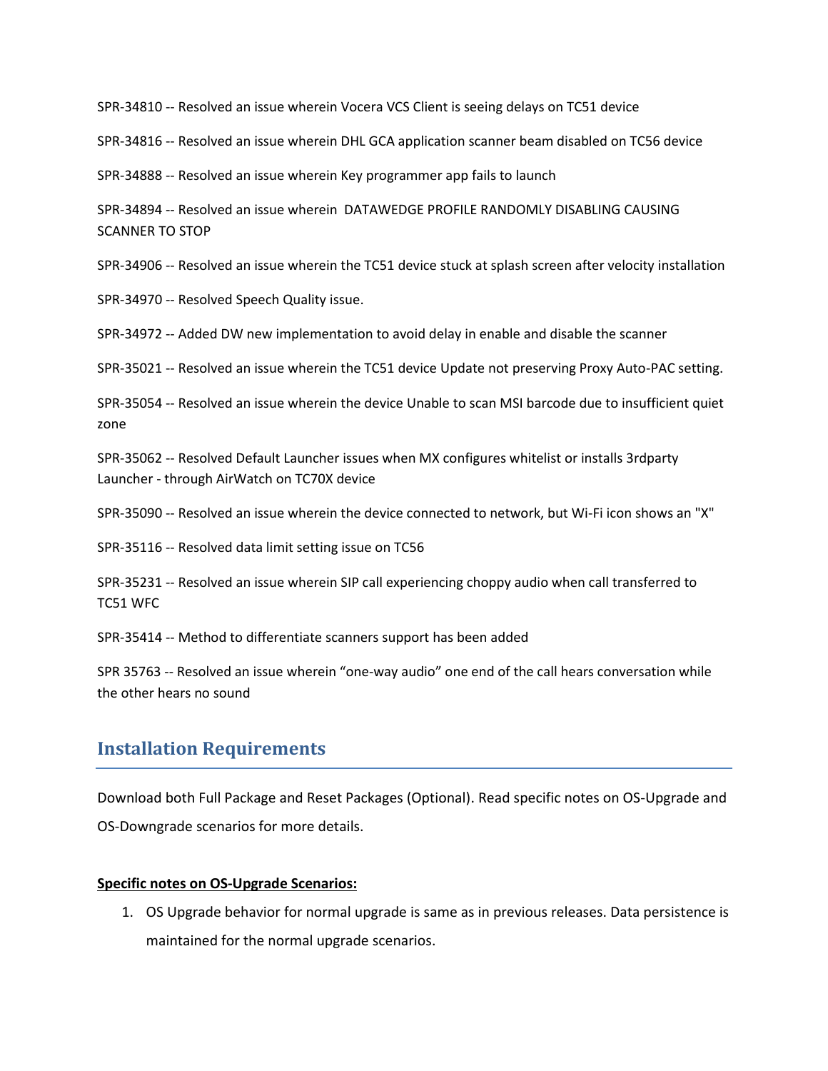SPR-34810 -- Resolved an issue wherein Vocera VCS Client is seeing delays on TC51 device

SPR-34816 -- Resolved an issue wherein DHL GCA application scanner beam disabled on TC56 device

SPR-34888 -- Resolved an issue wherein Key programmer app fails to launch

SPR-34894 -- Resolved an issue wherein  DATAWEDGE PROFILE RANDOMLY DISABLING CAUSING SCANNER TO STOP

SPR-34906 -- Resolved an issue wherein the TC51 device stuck at splash screen after velocity installation

SPR-34970 -- Resolved Speech Quality issue.

SPR-34972 -- Added DW new implementation to avoid delay in enable and disable the scanner

SPR-35021 -- Resolved an issue wherein the TC51 device Update not preserving Proxy Auto-PAC setting.

SPR-35054 -- Resolved an issue wherein the device Unable to scan MSI barcode due to insufficient quiet zone

SPR-35062 -- Resolved Default Launcher issues when MX configures whitelist or installs 3rdparty Launcher - through AirWatch on TC70X device

SPR-35090 -- Resolved an issue wherein the device connected to network, but Wi-Fi icon shows an "X"

SPR-35116 -- Resolved data limit setting issue on TC56

SPR-35231 -- Resolved an issue wherein SIP call experiencing choppy audio when call transferred to TC51 WFC

SPR-35414 -- Method to differentiate scanners support has been added

SPR 35763 -- Resolved an issue wherein “one-way audio” one end of the call hears conversation while the other hears no sound

## Installation Requirements

Download both Full Package and Reset Packages (Optional). Read specific notes on OS-Upgrade and OS-Downgrade scenarios for more details.

**Specific notes on OS-Upgrade Scenarios:**

1. OS Upgrade behavior for normal upgrade is same as in previous releases. Data persistence is maintained for the normal upgrade scenarios.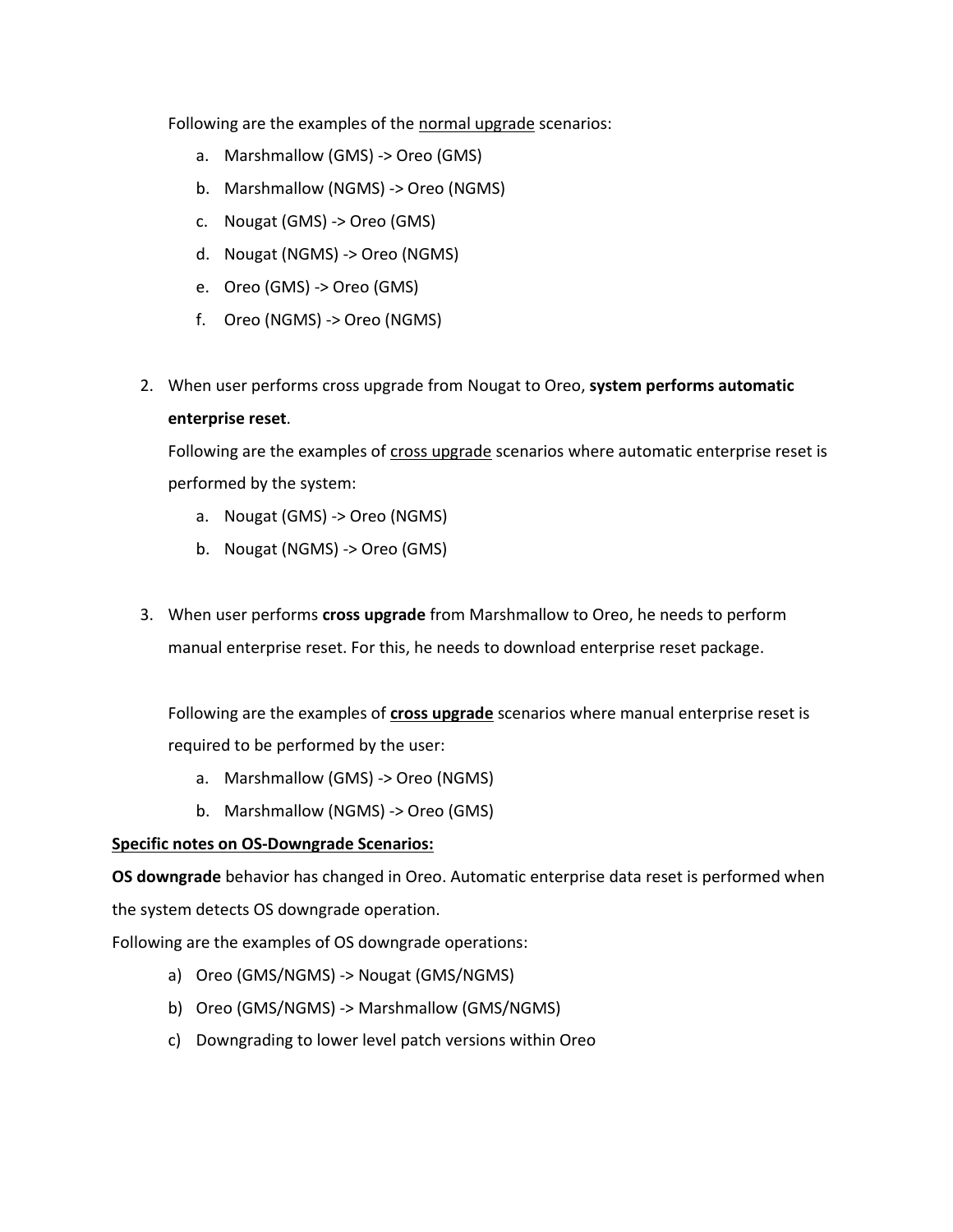Following are the examples of the <u>normal upgrade</u> scenarios:

   a. Marshmallow (GMS) -> Oreo (GMS)
   b. Marshmallow (NGMS) -> Oreo (NGMS)
   c. Nougat (GMS) -> Oreo (GMS)
   d. Nougat (NGMS) -> Oreo (NGMS)
   e. Oreo (GMS) -> Oreo (GMS)
   f. Oreo (NGMS) -> Oreo (NGMS)

2. When user performs cross upgrade from Nougat to Oreo, **system performs automatic enterprise reset**.

   Following are the examples of <u>cross upgrade</u> scenarios where automatic enterprise reset is performed by the system:

   a. Nougat (GMS) -> Oreo (NGMS)
   b. Nougat (NGMS) -> Oreo (GMS)

3. When user performs **cross upgrade** from Marshmallow to Oreo, he needs to perform manual enterprise reset. For this, he needs to download enterprise reset package.

   Following are the examples of <u>**cross upgrade**</u> scenarios where manual enterprise reset is required to be performed by the user:

   a. Marshmallow (GMS) -> Oreo (NGMS)
   b. Marshmallow (NGMS) -> Oreo (GMS)

<u>**Specific notes on OS-Downgrade Scenarios:**</u>

**OS downgrade** behavior has changed in Oreo. Automatic enterprise data reset is performed when the system detects OS downgrade operation.

Following are the examples of OS downgrade operations:

a) Oreo (GMS/NGMS) -> Nougat (GMS/NGMS)
b) Oreo (GMS/NGMS) -> Marshmallow (GMS/NGMS)
c) Downgrading to lower level patch versions within Oreo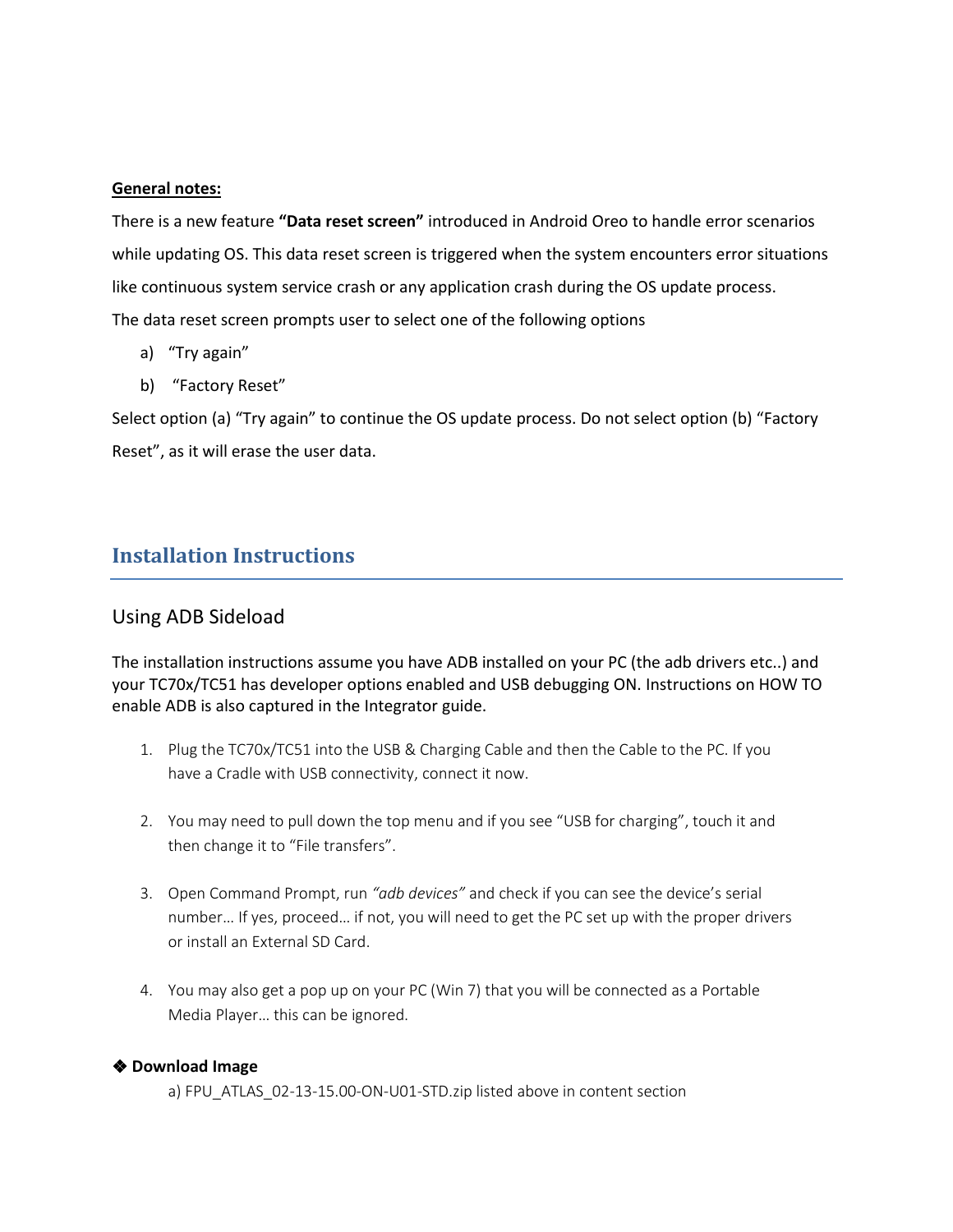**General notes:**

There is a new feature **"Data reset screen"** introduced in Android Oreo to handle error scenarios while updating OS. This data reset screen is triggered when the system encounters error situations like continuous system service crash or any application crash during the OS update process.

The data reset screen prompts user to select one of the following options

a) "Try again"

b) "Factory Reset"

Select option (a) "Try again" to continue the OS update process. Do not select option (b) "Factory Reset", as it will erase the user data.

## Installation Instructions

### Using ADB Sideload

The installation instructions assume you have ADB installed on your PC (the adb drivers etc..) and your TC70x/TC51 has developer options enabled and USB debugging ON. Instructions on HOW TO enable ADB is also captured in the Integrator guide.

1. Plug the TC70x/TC51 into the USB & Charging Cable and then the Cable to the PC. If you have a Cradle with USB connectivity, connect it now.

2. You may need to pull down the top menu and if you see "USB for charging", touch it and then change it to "File transfers".

3. Open Command Prompt, run *"adb devices"* and check if you can see the device's serial number… If yes, proceed… if not, you will need to get the PC set up with the proper drivers or install an External SD Card.

4. You may also get a pop up on your PC (Win 7) that you will be connected as a Portable Media Player… this can be ignored.

❖ **Download Image**

a) FPU_ATLAS_02-13-15.00-ON-U01-STD.zip listed above in content section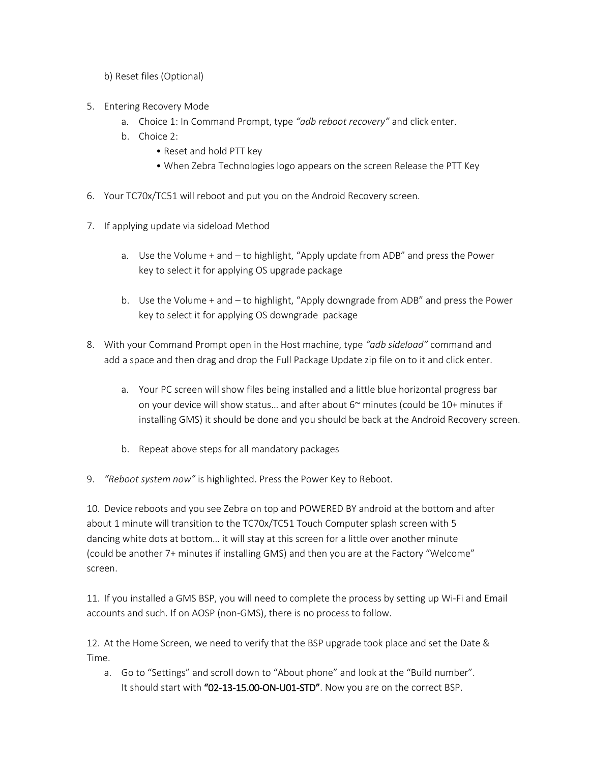b) Reset files (Optional)

5. Entering Recovery Mode
   a. Choice 1: In Command Prompt, type *"adb reboot recovery"* and click enter.
   b. Choice 2:
      - Reset and hold PTT key
      - When Zebra Technologies logo appears on the screen Release the PTT Key

6. Your TC70x/TC51 will reboot and put you on the Android Recovery screen.

7. If applying update via sideload Method

   a. Use the Volume + and – to highlight, "Apply update from ADB" and press the Power key to select it for applying OS upgrade package

   b. Use the Volume + and – to highlight, "Apply downgrade from ADB" and press the Power key to select it for applying OS downgrade package

8. With your Command Prompt open in the Host machine, type *"adb sideload"* command and add a space and then drag and drop the Full Package Update zip file on to it and click enter.

   a. Your PC screen will show files being installed and a little blue horizontal progress bar on your device will show status… and after about 6~ minutes (could be 10+ minutes if installing GMS) it should be done and you should be back at the Android Recovery screen.

   b. Repeat above steps for all mandatory packages

9. *"Reboot system now"* is highlighted. Press the Power Key to Reboot.

10. Device reboots and you see Zebra on top and POWERED BY android at the bottom and after about 1 minute will transition to the TC70x/TC51 Touch Computer splash screen with 5 dancing white dots at bottom… it will stay at this screen for a little over another minute (could be another 7+ minutes if installing GMS) and then you are at the Factory "Welcome" screen.

11. If you installed a GMS BSP, you will need to complete the process by setting up Wi-Fi and Email accounts and such. If on AOSP (non-GMS), there is no process to follow.

12. At the Home Screen, we need to verify that the BSP upgrade took place and set the Date & Time.
    a. Go to "Settings" and scroll down to "About phone" and look at the "Build number". It should start with **"02-13-15.00-ON-U01-STD"**. Now you are on the correct BSP.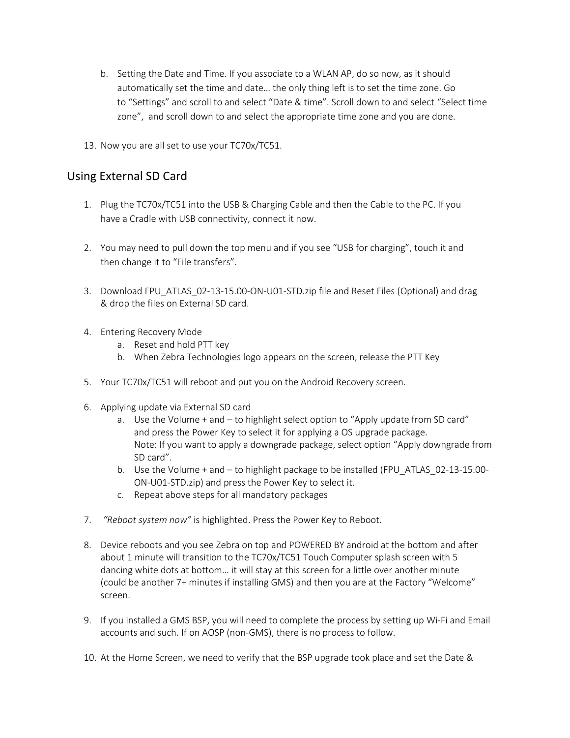b. Setting the Date and Time. If you associate to a WLAN AP, do so now, as it should automatically set the time and date… the only thing left is to set the time zone. Go to “Settings” and scroll to and select “Date & time”. Scroll down to and select “Select time zone”, and scroll down to and select the appropriate time zone and you are done.

13. Now you are all set to use your TC70x/TC51.

## Using External SD Card

1. Plug the TC70x/TC51 into the USB & Charging Cable and then the Cable to the PC. If you have a Cradle with USB connectivity, connect it now.

2. You may need to pull down the top menu and if you see “USB for charging”, touch it and then change it to “File transfers”.

3. Download FPU_ATLAS_02-13-15.00-ON-U01-STD.zip file and Reset Files (Optional) and drag & drop the files on External SD card.

4. Entering Recovery Mode
   a. Reset and hold PTT key
   b. When Zebra Technologies logo appears on the screen, release the PTT Key

5. Your TC70x/TC51 will reboot and put you on the Android Recovery screen.

6. Applying update via External SD card
   a. Use the Volume + and – to highlight select option to “Apply update from SD card” and press the Power Key to select it for applying a OS upgrade package.
      Note: If you want to apply a downgrade package, select option “Apply downgrade from SD card”.
   b. Use the Volume + and – to highlight package to be installed (FPU_ATLAS_02-13-15.00-ON-U01-STD.zip) and press the Power Key to select it.
   c. Repeat above steps for all mandatory packages

7. *“Reboot system now”* is highlighted. Press the Power Key to Reboot.

8. Device reboots and you see Zebra on top and POWERED BY android at the bottom and after about 1 minute will transition to the TC70x/TC51 Touch Computer splash screen with 5 dancing white dots at bottom… it will stay at this screen for a little over another minute (could be another 7+ minutes if installing GMS) and then you are at the Factory “Welcome” screen.

9. If you installed a GMS BSP, you will need to complete the process by setting up Wi-Fi and Email accounts and such. If on AOSP (non-GMS), there is no process to follow.

10. At the Home Screen, we need to verify that the BSP upgrade took place and set the Date &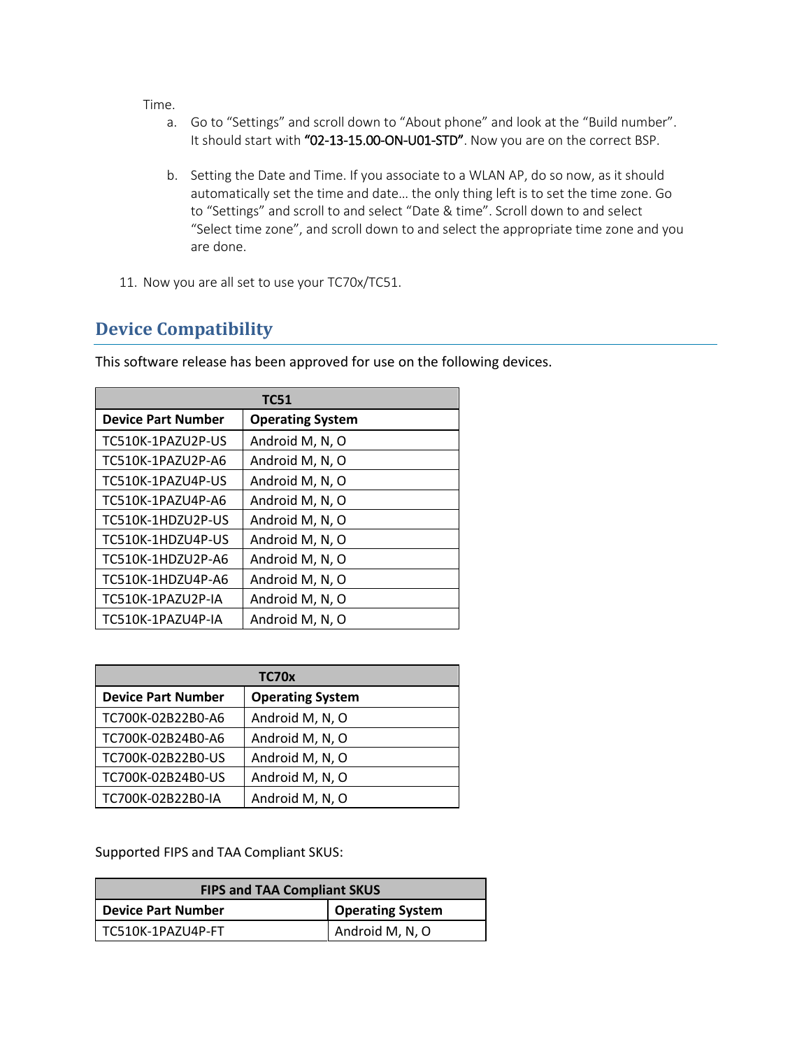Time.

a. Go to “Settings” and scroll down to “About phone” and look at the “Build number”. It should start with **“02-13-15.00-ON-U01-STD”**. Now you are on the correct BSP.

b. Setting the Date and Time. If you associate to a WLAN AP, do so now, as it should automatically set the time and date… the only thing left is to set the time zone. Go to “Settings” and scroll to and select “Date & time”. Scroll down to and select “Select time zone”, and scroll down to and select the appropriate time zone and you are done.

11. Now you are all set to use your TC70x/TC51.

## Device Compatibility

This software release has been approved for use on the following devices.

| TC51 | |
|---|---|
| **Device Part Number** | **Operating System** |
| TC510K-1PAZU2P-US | Android M, N, O |
| TC510K-1PAZU2P-A6 | Android M, N, O |
| TC510K-1PAZU4P-US | Android M, N, O |
| TC510K-1PAZU4P-A6 | Android M, N, O |
| TC510K-1HDZU2P-US | Android M, N, O |
| TC510K-1HDZU4P-US | Android M, N, O |
| TC510K-1HDZU2P-A6 | Android M, N, O |
| TC510K-1HDZU4P-A6 | Android M, N, O |
| TC510K-1PAZU2P-IA | Android M, N, O |
| TC510K-1PAZU4P-IA | Android M, N, O |

| TC70x | |
|---|---|
| **Device Part Number** | **Operating System** |
| TC700K-02B22B0-A6 | Android M, N, O |
| TC700K-02B24B0-A6 | Android M, N, O |
| TC700K-02B22B0-US | Android M, N, O |
| TC700K-02B24B0-US | Android M, N, O |
| TC700K-02B22B0-IA | Android M, N, O |

Supported FIPS and TAA Compliant SKUS:

| FIPS and TAA Compliant SKUS | |
|---|---|
| **Device Part Number** | **Operating System** |
| TC510K-1PAZU4P-FT | Android M, N, O |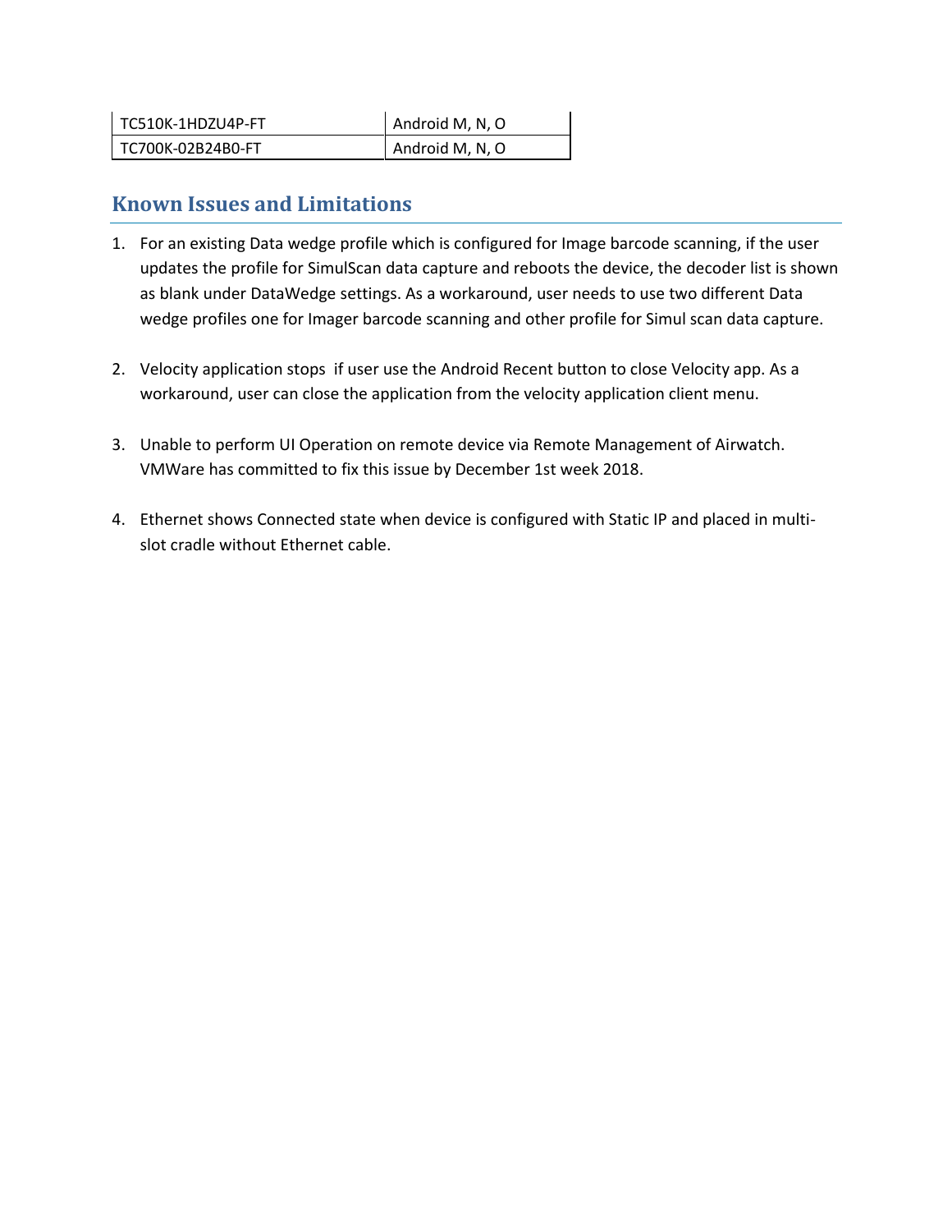| | |
|---|---|
| TC510K-1HDZU4P-FT | Android M, N, O |
| TC700K-02B24B0-FT | Android M, N, O |

## Known Issues and Limitations

1. For an existing Data wedge profile which is configured for Image barcode scanning, if the user updates the profile for SimulScan data capture and reboots the device, the decoder list is shown as blank under DataWedge settings. As a workaround, user needs to use two different Data wedge profiles one for Imager barcode scanning and other profile for Simul scan data capture.

2. Velocity application stops if user use the Android Recent button to close Velocity app. As a workaround, user can close the application from the velocity application client menu.

3. Unable to perform UI Operation on remote device via Remote Management of Airwatch. VMWare has committed to fix this issue by December 1st week 2018.

4. Ethernet shows Connected state when device is configured with Static IP and placed in multi-slot cradle without Ethernet cable.